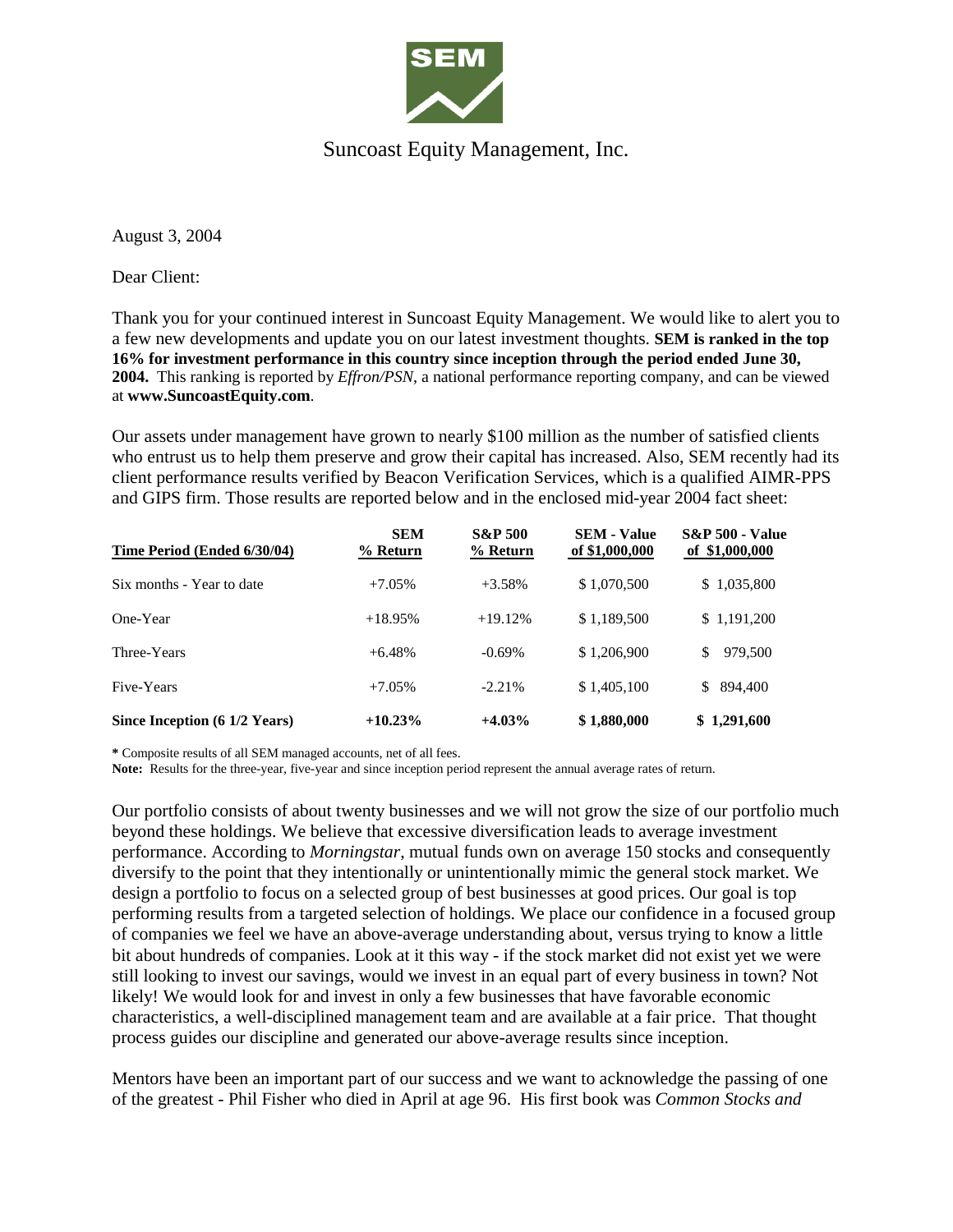# Suncoast Equity Management, Inc.

August 3, 2004

Dear Client:

Thank you for your continued interest in Suncoast Equity Management. We would like to alert you to a few new developments and update you on our latest investment thoughts. **SEM is ranked in the top 16% for investment performance in this country since inception through the period ended June 30, 2004.** This ranking is reported by *Effron/PSN*, a national performance reporting company, and can be viewed at **www.SuncoastEquity.com**.

Our assets under management have grown to nearly $100 million as the number of satisfied clients who entrust us to help them preserve and grow their capital has increased. Also, SEM recently had its client performance results verified by Beacon Verification Services, which is a qualified AIMR-PPS and GIPS firm. Those results are reported below and in the enclosed mid-year 2004 fact sheet:

| Time Period (Ended 6/30/04) | SEM % Return | S&P 500 % Return | SEM - Value of $1,000,000 | S&P 500 - Value of $1,000,000 |
|---|---|---|---|---|
| Six months - Year to date | +7.05% | +3.58% | $ 1,070,500 | $ 1,035,800 |
| One-Year | +18.95% | +19.12% | $ 1,189,500 | $ 1,191,200 |
| Three-Years | +6.48% | -0.69% | $ 1,206,900 | $ 979,500 |
| Five-Years | +7.05% | -2.21% | $ 1,405,100 | $ 894,400 |
| **Since Inception (6 1/2 Years)** | **+10.23%** | **+4.03%** | **$ 1,880,000** | **$ 1,291,600** |

**\*** Composite results of all SEM managed accounts, net of all fees.
**Note:** Results for the three-year, five-year and since inception period represent the annual average rates of return.

Our portfolio consists of about twenty businesses and we will not grow the size of our portfolio much beyond these holdings. We believe that excessive diversification leads to average investment performance. According to *Morningstar*, mutual funds own on average 150 stocks and consequently diversify to the point that they intentionally or unintentionally mimic the general stock market. We design a portfolio to focus on a selected group of best businesses at good prices. Our goal is top performing results from a targeted selection of holdings. We place our confidence in a focused group of companies we feel we have an above-average understanding about, versus trying to know a little bit about hundreds of companies. Look at it this way - if the stock market did not exist yet we were still looking to invest our savings, would we invest in an equal part of every business in town? Not likely! We would look for and invest in only a few businesses that have favorable economic characteristics, a well-disciplined management team and are available at a fair price. That thought process guides our discipline and generated our above-average results since inception.

Mentors have been an important part of our success and we want to acknowledge the passing of one of the greatest - Phil Fisher who died in April at age 96. His first book was *Common Stocks and*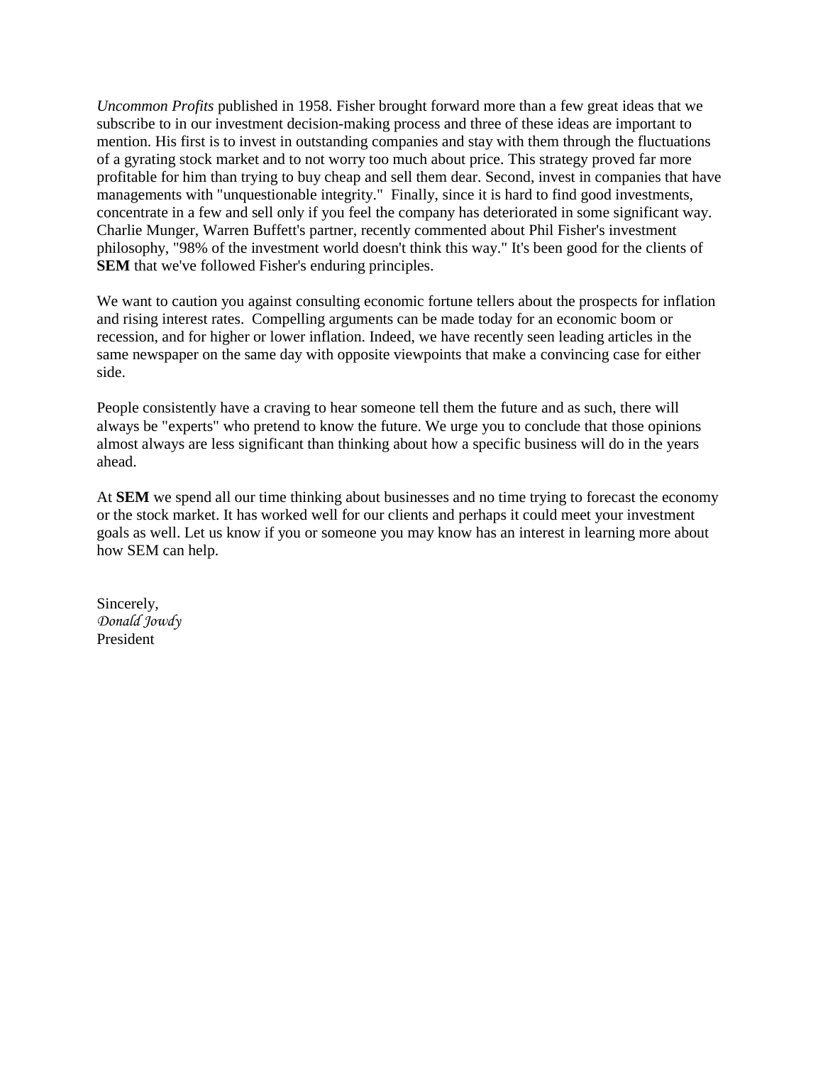*Uncommon Profits* published in 1958. Fisher brought forward more than a few great ideas that we subscribe to in our investment decision-making process and three of these ideas are important to mention. His first is to invest in outstanding companies and stay with them through the fluctuations of a gyrating stock market and to not worry too much about price. This strategy proved far more profitable for him than trying to buy cheap and sell them dear. Second, invest in companies that have managements with "unquestionable integrity." Finally, since it is hard to find good investments, concentrate in a few and sell only if you feel the company has deteriorated in some significant way. Charlie Munger, Warren Buffett's partner, recently commented about Phil Fisher's investment philosophy, "98% of the investment world doesn't think this way." It's been good for the clients of **SEM** that we've followed Fisher's enduring principles.

We want to caution you against consulting economic fortune tellers about the prospects for inflation and rising interest rates. Compelling arguments can be made today for an economic boom or recession, and for higher or lower inflation. Indeed, we have recently seen leading articles in the same newspaper on the same day with opposite viewpoints that make a convincing case for either side.

People consistently have a craving to hear someone tell them the future and as such, there will always be "experts" who pretend to know the future. We urge you to conclude that those opinions almost always are less significant than thinking about how a specific business will do in the years ahead.

At **SEM** we spend all our time thinking about businesses and no time trying to forecast the economy or the stock market. It has worked well for our clients and perhaps it could meet your investment goals as well. Let us know if you or someone you may know has an interest in learning more about how SEM can help.

Sincerely,
*Donald Jowdy*
President